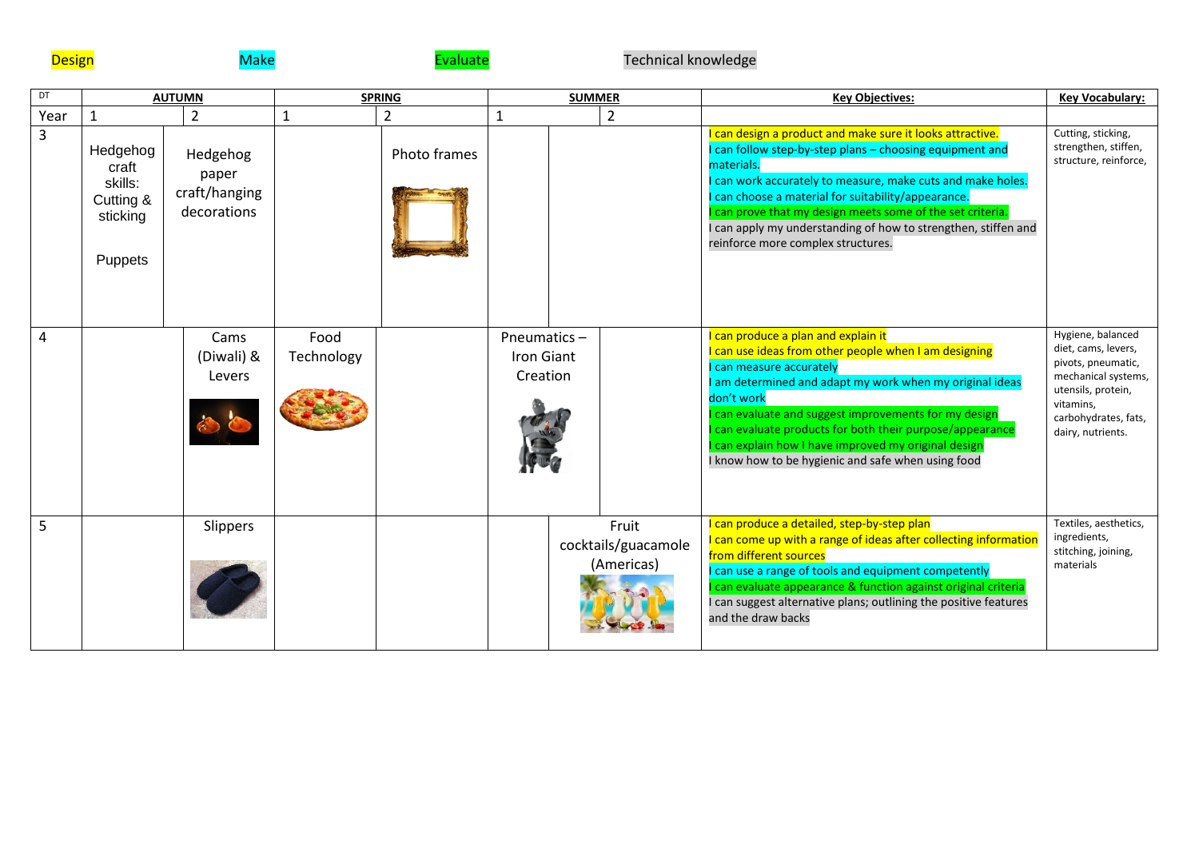Design    Make    Evaluate    Technical knowledge

| DT | AUTUMN | | SPRING | | SUMMER | | Key Objectives: | Key Vocabulary: |
|---|---|---|---|---|---|---|---|---|
| Year | 1 | 2 | 1 | 2 | 1 | 2 | | |
| 3 | Hedgehog craft skills: Cutting & sticking<br><br>Puppets | Hedgehog paper craft/hanging decorations | | Photo frames | | | I can design a product and make sure it looks attractive.<br>I can follow step-by-step plans – choosing equipment and materials.<br>I can work accurately to measure, make cuts and make holes.<br>I can choose a material for suitability/appearance.<br>I can prove that my design meets some of the set criteria.<br>I can apply my understanding of how to strengthen, stiffen and reinforce more complex structures. | Cutting, sticking, strengthen, stiffen, structure, reinforce, |
| 4 | | Cams (Diwali) & Levers | Food Technology | | Pneumatics – Iron Giant Creation | | I can produce a plan and explain it<br>I can use ideas from other people when I am designing<br>I can measure accurately<br>I am determined and adapt my work when my original ideas don't work<br>I can evaluate and suggest improvements for my design<br>I can evaluate products for both their purpose/appearance<br>I can explain how I have improved my original design<br>I know how to be hygienic and safe when using food | Hygiene, balanced diet, cams, levers, pivots, pneumatic, mechanical systems, utensils, protein, vitamins, carbohydrates, fats, dairy, nutrients. |
| 5 | | Slippers | | | | Fruit cocktails/guacamole (Americas) | I can produce a detailed, step-by-step plan<br>I can come up with a range of ideas after collecting information from different sources<br>I can use a range of tools and equipment competently<br>I can evaluate appearance & function against original criteria<br>I can suggest alternative plans; outlining the positive features and the draw backs | Textiles, aesthetics, ingredients, stitching, joining, materials |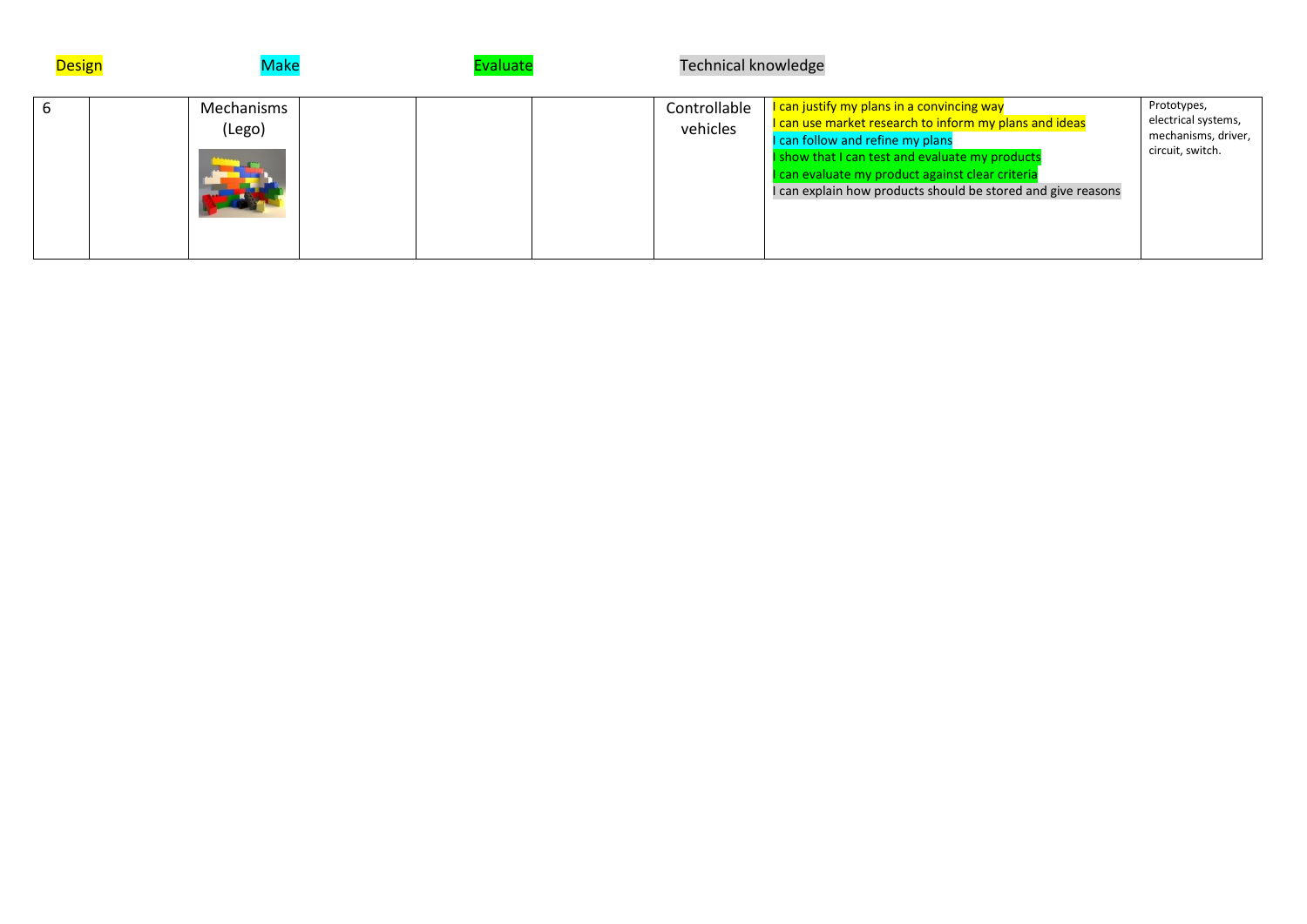Design Make Evaluate Technical knowledge

| | | | | | | | | |
|---|---|---|---|---|---|---|---|---|
| 6 | | Mechanisms (Lego) | | | | Controllable vehicles | I can justify my plans in a convincing way<br>I can use market research to inform my plans and ideas<br>I can follow and refine my plans<br>I show that I can test and evaluate my products<br>I can evaluate my product against clear criteria<br>I can explain how products should be stored and give reasons | Prototypes, electrical systems, mechanisms, driver, circuit, switch. |